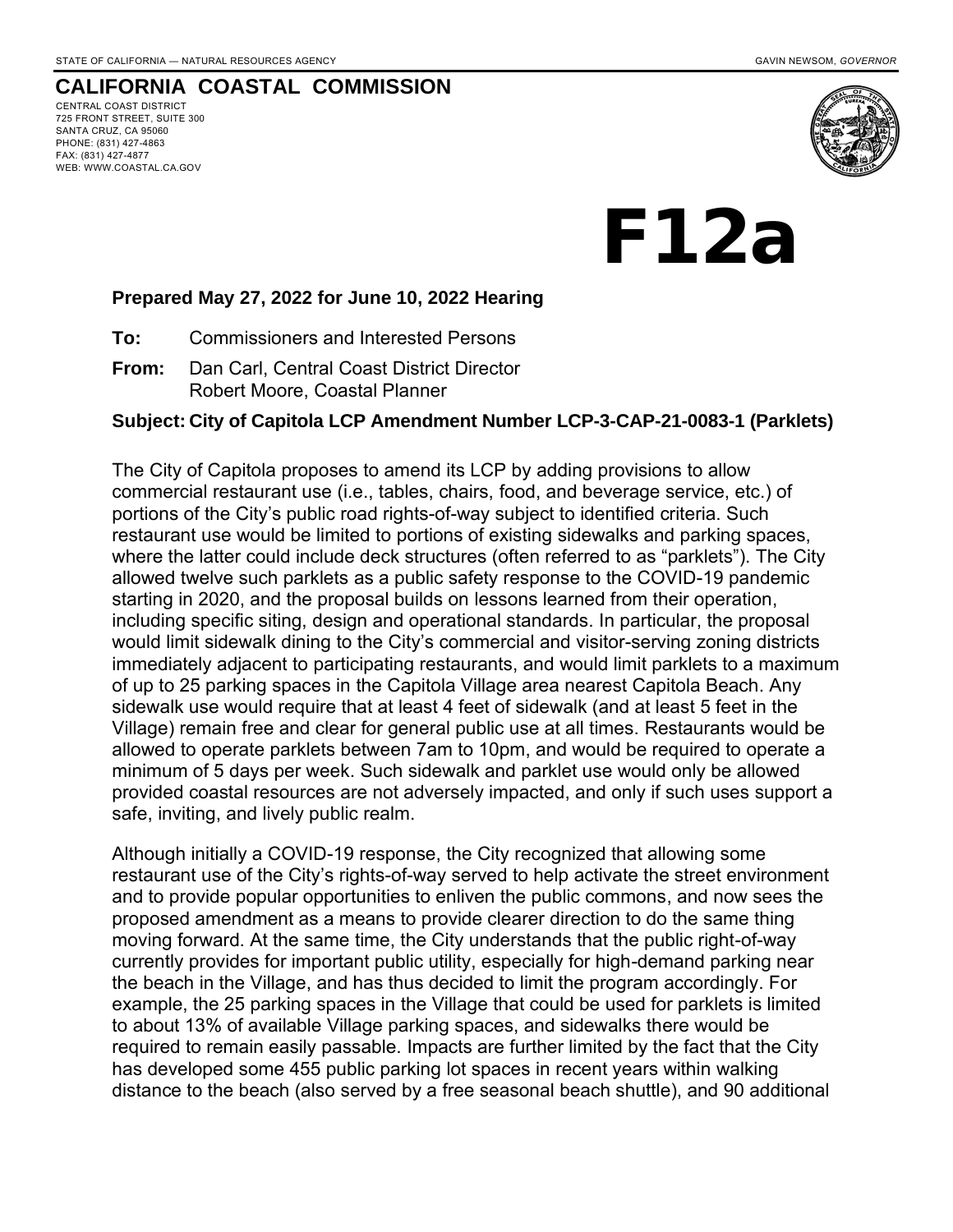STATE OF CALIFORNIA — NATURAL RESOURCES AGENCY GAVIN NEWSOM, *GOVERNOR*

# CALIFORNIA COASTAL COMMISSION

CENTRAL COAST DISTRICT
725 FRONT STREET, SUITE 300
SANTA CRUZ, CA 95060
PHONE: (831) 427-4863
FAX: (831) 427-4877
WEB: WWW.COASTAL.CA.GOV

# F12a

**Prepared May 27, 2022 for June 10, 2022 Hearing**

**To:** Commissioners and Interested Persons

**From:** Dan Carl, Central Coast District Director
Robert Moore, Coastal Planner

**Subject: City of Capitola LCP Amendment Number LCP-3-CAP-21-0083-1 (Parklets)**

The City of Capitola proposes to amend its LCP by adding provisions to allow commercial restaurant use (i.e., tables, chairs, food, and beverage service, etc.) of portions of the City's public road rights-of-way subject to identified criteria. Such restaurant use would be limited to portions of existing sidewalks and parking spaces, where the latter could include deck structures (often referred to as "parklets"). The City allowed twelve such parklets as a public safety response to the COVID-19 pandemic starting in 2020, and the proposal builds on lessons learned from their operation, including specific siting, design and operational standards. In particular, the proposal would limit sidewalk dining to the City's commercial and visitor-serving zoning districts immediately adjacent to participating restaurants, and would limit parklets to a maximum of up to 25 parking spaces in the Capitola Village area nearest Capitola Beach. Any sidewalk use would require that at least 4 feet of sidewalk (and at least 5 feet in the Village) remain free and clear for general public use at all times. Restaurants would be allowed to operate parklets between 7am to 10pm, and would be required to operate a minimum of 5 days per week. Such sidewalk and parklet use would only be allowed provided coastal resources are not adversely impacted, and only if such uses support a safe, inviting, and lively public realm.

Although initially a COVID-19 response, the City recognized that allowing some restaurant use of the City's rights-of-way served to help activate the street environment and to provide popular opportunities to enliven the public commons, and now sees the proposed amendment as a means to provide clearer direction to do the same thing moving forward. At the same time, the City understands that the public right-of-way currently provides for important public utility, especially for high-demand parking near the beach in the Village, and has thus decided to limit the program accordingly. For example, the 25 parking spaces in the Village that could be used for parklets is limited to about 13% of available Village parking spaces, and sidewalks there would be required to remain easily passable. Impacts are further limited by the fact that the City has developed some 455 public parking lot spaces in recent years within walking distance to the beach (also served by a free seasonal beach shuttle), and 90 additional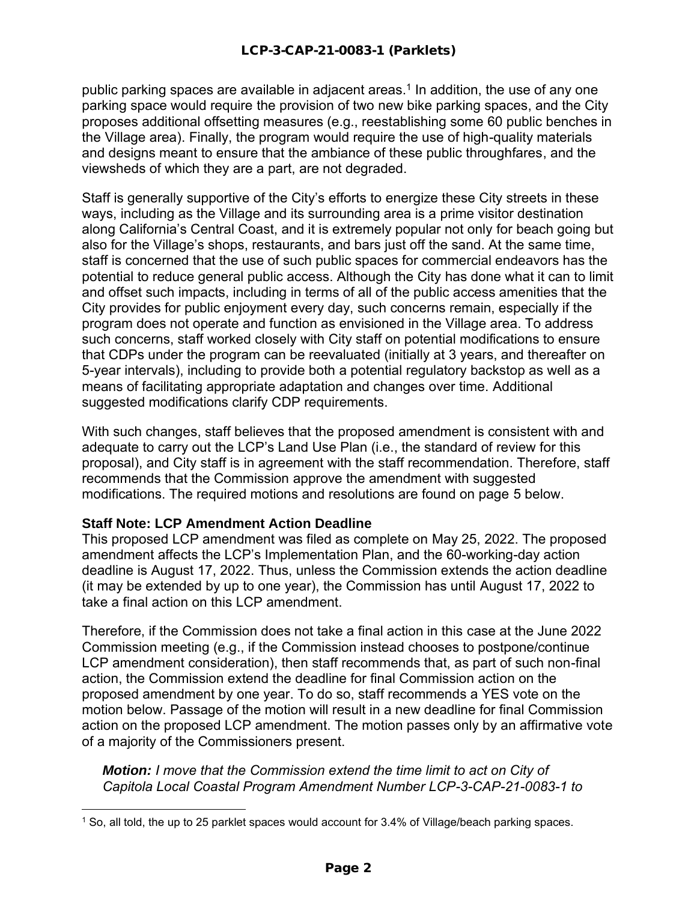public parking spaces are available in adjacent areas.[1] In addition, the use of any one parking space would require the provision of two new bike parking spaces, and the City proposes additional offsetting measures (e.g., reestablishing some 60 public benches in the Village area). Finally, the program would require the use of high-quality materials and designs meant to ensure that the ambiance of these public throughfares, and the viewsheds of which they are a part, are not degraded.

Staff is generally supportive of the City's efforts to energize these City streets in these ways, including as the Village and its surrounding area is a prime visitor destination along California's Central Coast, and it is extremely popular not only for beach going but also for the Village's shops, restaurants, and bars just off the sand. At the same time, staff is concerned that the use of such public spaces for commercial endeavors has the potential to reduce general public access. Although the City has done what it can to limit and offset such impacts, including in terms of all of the public access amenities that the City provides for public enjoyment every day, such concerns remain, especially if the program does not operate and function as envisioned in the Village area. To address such concerns, staff worked closely with City staff on potential modifications to ensure that CDPs under the program can be reevaluated (initially at 3 years, and thereafter on 5-year intervals), including to provide both a potential regulatory backstop as well as a means of facilitating appropriate adaptation and changes over time. Additional suggested modifications clarify CDP requirements.

With such changes, staff believes that the proposed amendment is consistent with and adequate to carry out the LCP's Land Use Plan (i.e., the standard of review for this proposal), and City staff is in agreement with the staff recommendation. Therefore, staff recommends that the Commission approve the amendment with suggested modifications. The required motions and resolutions are found on page 5 below.

**Staff Note: LCP Amendment Action Deadline**

This proposed LCP amendment was filed as complete on May 25, 2022. The proposed amendment affects the LCP's Implementation Plan, and the 60-working-day action deadline is August 17, 2022. Thus, unless the Commission extends the action deadline (it may be extended by up to one year), the Commission has until August 17, 2022 to take a final action on this LCP amendment.

Therefore, if the Commission does not take a final action in this case at the June 2022 Commission meeting (e.g., if the Commission instead chooses to postpone/continue LCP amendment consideration), then staff recommends that, as part of such non-final action, the Commission extend the deadline for final Commission action on the proposed amendment by one year. To do so, staff recommends a YES vote on the motion below. Passage of the motion will result in a new deadline for final Commission action on the proposed LCP amendment. The motion passes only by an affirmative vote of a majority of the Commissioners present.

***Motion:*** *I move that the Commission extend the time limit to act on City of Capitola Local Coastal Program Amendment Number LCP-3-CAP-21-0083-1 to*

[1] So, all told, the up to 25 parklet spaces would account for 3.4% of Village/beach parking spaces.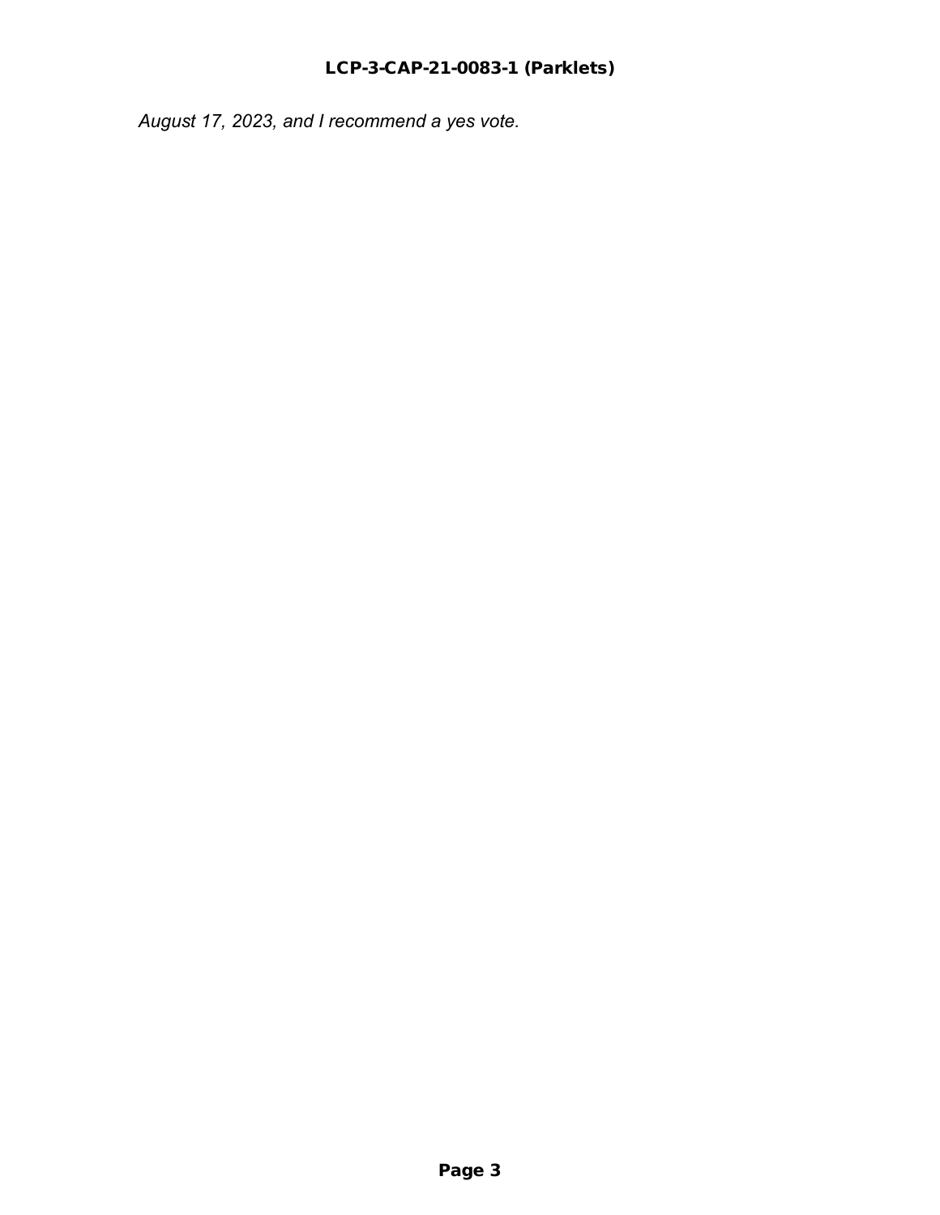*August 17, 2023, and I recommend a yes vote.*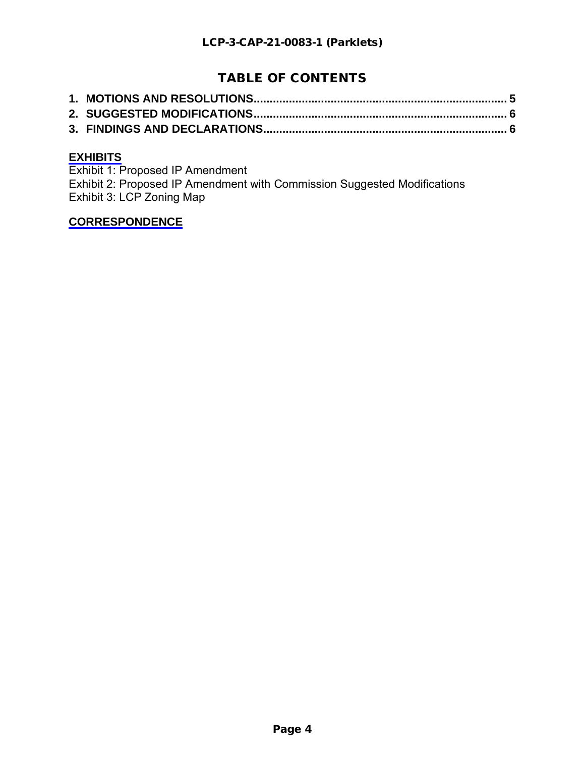# TABLE OF CONTENTS

**1. MOTIONS AND RESOLUTIONS............................................................................ 5**
**2. SUGGESTED MODIFICATIONS............................................................................ 6**
**3. FINDINGS AND DECLARATIONS......................................................................... 6**

**EXHIBITS**
Exhibit 1: Proposed IP Amendment
Exhibit 2: Proposed IP Amendment with Commission Suggested Modifications
Exhibit 3: LCP Zoning Map

**CORRESPONDENCE**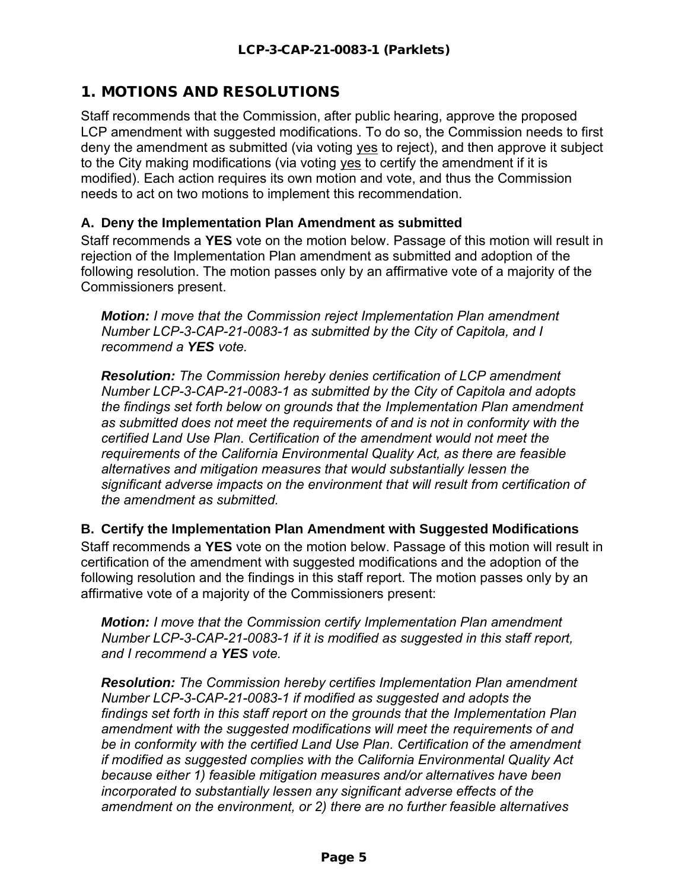# 1. MOTIONS AND RESOLUTIONS

Staff recommends that the Commission, after public hearing, approve the proposed LCP amendment with suggested modifications. To do so, the Commission needs to first deny the amendment as submitted (via voting yes to reject), and then approve it subject to the City making modifications (via voting yes to certify the amendment if it is modified). Each action requires its own motion and vote, and thus the Commission needs to act on two motions to implement this recommendation.

### A. Deny the Implementation Plan Amendment as submitted

Staff recommends a **YES** vote on the motion below. Passage of this motion will result in rejection of the Implementation Plan amendment as submitted and adoption of the following resolution. The motion passes only by an affirmative vote of a majority of the Commissioners present.

> ***Motion:*** *I move that the Commission reject Implementation Plan amendment Number LCP-3-CAP-21-0083-1 as submitted by the City of Capitola, and I recommend a* ***YES*** *vote.*
>
> ***Resolution:*** *The Commission hereby denies certification of LCP amendment Number LCP-3-CAP-21-0083-1 as submitted by the City of Capitola and adopts the findings set forth below on grounds that the Implementation Plan amendment as submitted does not meet the requirements of and is not in conformity with the certified Land Use Plan. Certification of the amendment would not meet the requirements of the California Environmental Quality Act, as there are feasible alternatives and mitigation measures that would substantially lessen the significant adverse impacts on the environment that will result from certification of the amendment as submitted.*

### B. Certify the Implementation Plan Amendment with Suggested Modifications

Staff recommends a **YES** vote on the motion below. Passage of this motion will result in certification of the amendment with suggested modifications and the adoption of the following resolution and the findings in this staff report. The motion passes only by an affirmative vote of a majority of the Commissioners present:

> ***Motion:*** *I move that the Commission certify Implementation Plan amendment Number LCP-3-CAP-21-0083-1 if it is modified as suggested in this staff report, and I recommend a* ***YES*** *vote.*
>
> ***Resolution:*** *The Commission hereby certifies Implementation Plan amendment Number LCP-3-CAP-21-0083-1 if modified as suggested and adopts the findings set forth in this staff report on the grounds that the Implementation Plan amendment with the suggested modifications will meet the requirements of and be in conformity with the certified Land Use Plan. Certification of the amendment if modified as suggested complies with the California Environmental Quality Act because either 1) feasible mitigation measures and/or alternatives have been incorporated to substantially lessen any significant adverse effects of the amendment on the environment, or 2) there are no further feasible alternatives*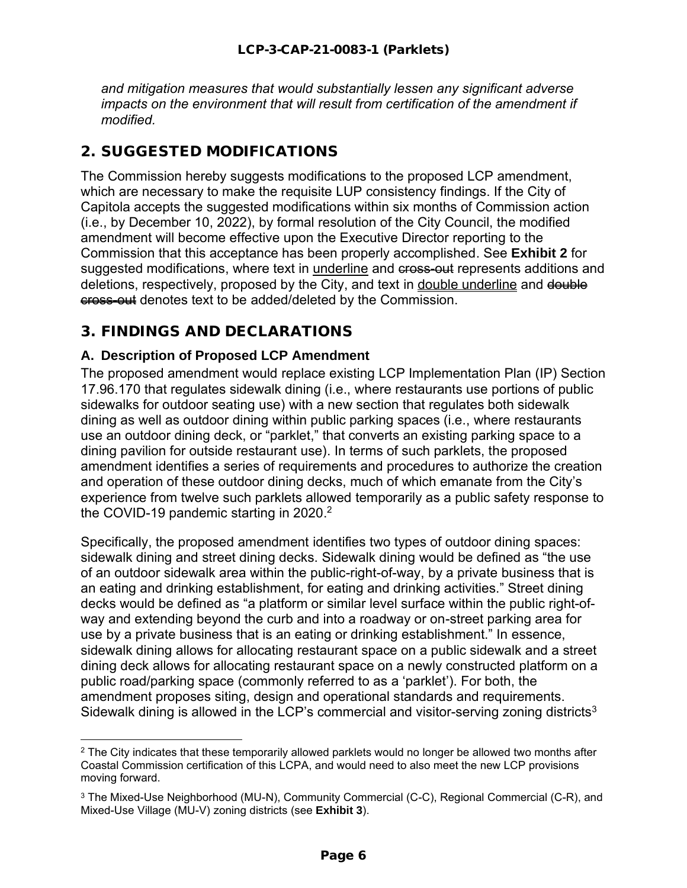*and mitigation measures that would substantially lessen any significant adverse impacts on the environment that will result from certification of the amendment if modified.*

## 2. SUGGESTED MODIFICATIONS

The Commission hereby suggests modifications to the proposed LCP amendment, which are necessary to make the requisite LUP consistency findings. If the City of Capitola accepts the suggested modifications within six months of Commission action (i.e., by December 10, 2022), by formal resolution of the City Council, the modified amendment will become effective upon the Executive Director reporting to the Commission that this acceptance has been properly accomplished. See **Exhibit 2** for suggested modifications, where text in <u>underline</u> and ~~cross-out~~ represents additions and deletions, respectively, proposed by the City, and text in <u>double underline</u> and ~~double cross-out~~ denotes text to be added/deleted by the Commission.

## 3. FINDINGS AND DECLARATIONS

### A. Description of Proposed LCP Amendment

The proposed amendment would replace existing LCP Implementation Plan (IP) Section 17.96.170 that regulates sidewalk dining (i.e., where restaurants use portions of public sidewalks for outdoor seating use) with a new section that regulates both sidewalk dining as well as outdoor dining within public parking spaces (i.e., where restaurants use an outdoor dining deck, or "parklet," that converts an existing parking space to a dining pavilion for outside restaurant use). In terms of such parklets, the proposed amendment identifies a series of requirements and procedures to authorize the creation and operation of these outdoor dining decks, much of which emanate from the City's experience from twelve such parklets allowed temporarily as a public safety response to the COVID-19 pandemic starting in 2020.[2]

Specifically, the proposed amendment identifies two types of outdoor dining spaces: sidewalk dining and street dining decks. Sidewalk dining would be defined as "the use of an outdoor sidewalk area within the public-right-of-way, by a private business that is an eating and drinking establishment, for eating and drinking activities." Street dining decks would be defined as "a platform or similar level surface within the public right-of-way and extending beyond the curb and into a roadway or on-street parking area for use by a private business that is an eating or drinking establishment." In essence, sidewalk dining allows for allocating restaurant space on a public sidewalk and a street dining deck allows for allocating restaurant space on a newly constructed platform on a public road/parking space (commonly referred to as a 'parklet'). For both, the amendment proposes siting, design and operational standards and requirements. Sidewalk dining is allowed in the LCP's commercial and visitor-serving zoning districts[3]

---

[2] The City indicates that these temporarily allowed parklets would no longer be allowed two months after Coastal Commission certification of this LCPA, and would need to also meet the new LCP provisions moving forward.

[3] The Mixed-Use Neighborhood (MU-N), Community Commercial (C-C), Regional Commercial (C-R), and Mixed-Use Village (MU-V) zoning districts (see **Exhibit 3**).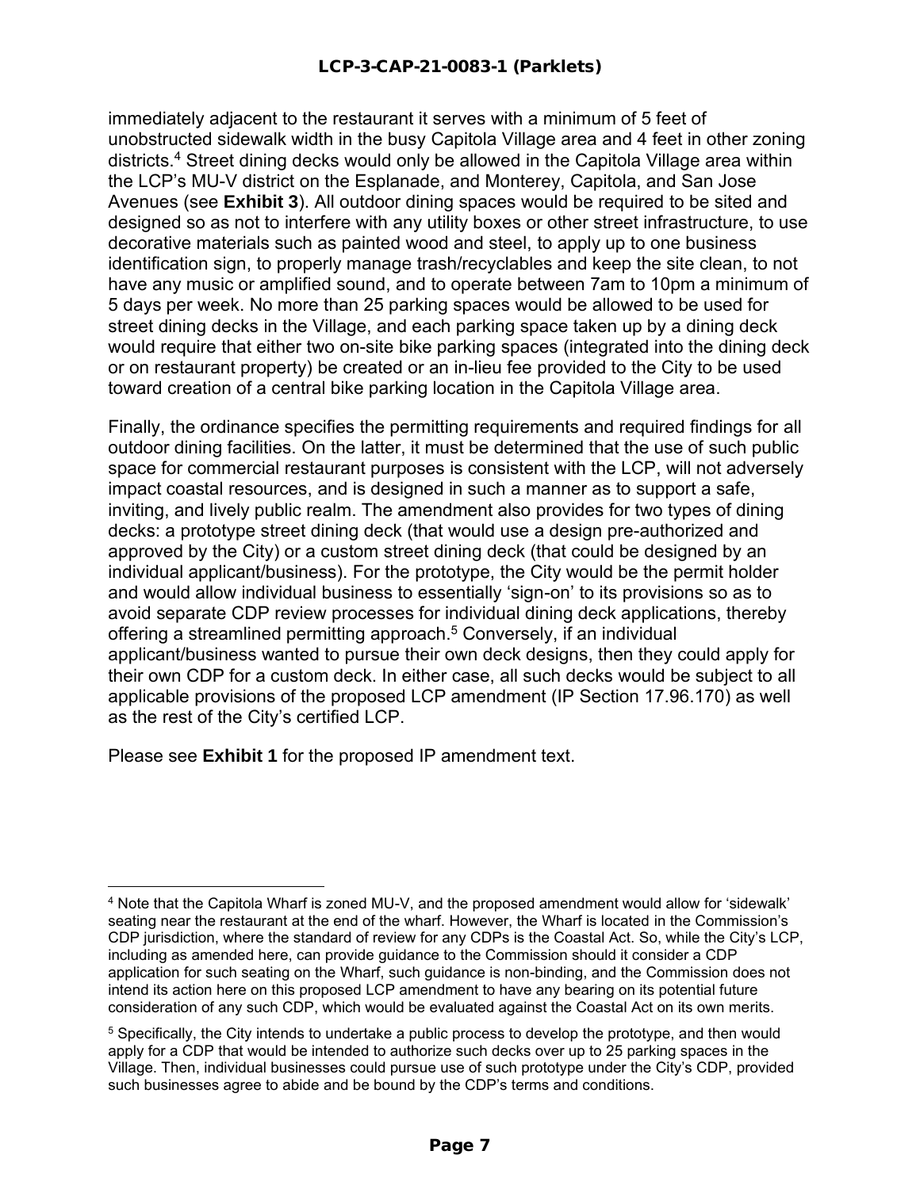immediately adjacent to the restaurant it serves with a minimum of 5 feet of unobstructed sidewalk width in the busy Capitola Village area and 4 feet in other zoning districts.[4] Street dining decks would only be allowed in the Capitola Village area within the LCP's MU-V district on the Esplanade, and Monterey, Capitola, and San Jose Avenues (see **Exhibit 3**). All outdoor dining spaces would be required to be sited and designed so as not to interfere with any utility boxes or other street infrastructure, to use decorative materials such as painted wood and steel, to apply up to one business identification sign, to properly manage trash/recyclables and keep the site clean, to not have any music or amplified sound, and to operate between 7am to 10pm a minimum of 5 days per week. No more than 25 parking spaces would be allowed to be used for street dining decks in the Village, and each parking space taken up by a dining deck would require that either two on-site bike parking spaces (integrated into the dining deck or on restaurant property) be created or an in-lieu fee provided to the City to be used toward creation of a central bike parking location in the Capitola Village area.

Finally, the ordinance specifies the permitting requirements and required findings for all outdoor dining facilities. On the latter, it must be determined that the use of such public space for commercial restaurant purposes is consistent with the LCP, will not adversely impact coastal resources, and is designed in such a manner as to support a safe, inviting, and lively public realm. The amendment also provides for two types of dining decks: a prototype street dining deck (that would use a design pre-authorized and approved by the City) or a custom street dining deck (that could be designed by an individual applicant/business). For the prototype, the City would be the permit holder and would allow individual business to essentially 'sign-on' to its provisions so as to avoid separate CDP review processes for individual dining deck applications, thereby offering a streamlined permitting approach.[5] Conversely, if an individual applicant/business wanted to pursue their own deck designs, then they could apply for their own CDP for a custom deck. In either case, all such decks would be subject to all applicable provisions of the proposed LCP amendment (IP Section 17.96.170) as well as the rest of the City's certified LCP.

Please see **Exhibit 1** for the proposed IP amendment text.

---

[4] Note that the Capitola Wharf is zoned MU-V, and the proposed amendment would allow for 'sidewalk' seating near the restaurant at the end of the wharf. However, the Wharf is located in the Commission's CDP jurisdiction, where the standard of review for any CDPs is the Coastal Act. So, while the City's LCP, including as amended here, can provide guidance to the Commission should it consider a CDP application for such seating on the Wharf, such guidance is non-binding, and the Commission does not intend its action here on this proposed LCP amendment to have any bearing on its potential future consideration of any such CDP, which would be evaluated against the Coastal Act on its own merits.

[5] Specifically, the City intends to undertake a public process to develop the prototype, and then would apply for a CDP that would be intended to authorize such decks over up to 25 parking spaces in the Village. Then, individual businesses could pursue use of such prototype under the City's CDP, provided such businesses agree to abide and be bound by the CDP's terms and conditions.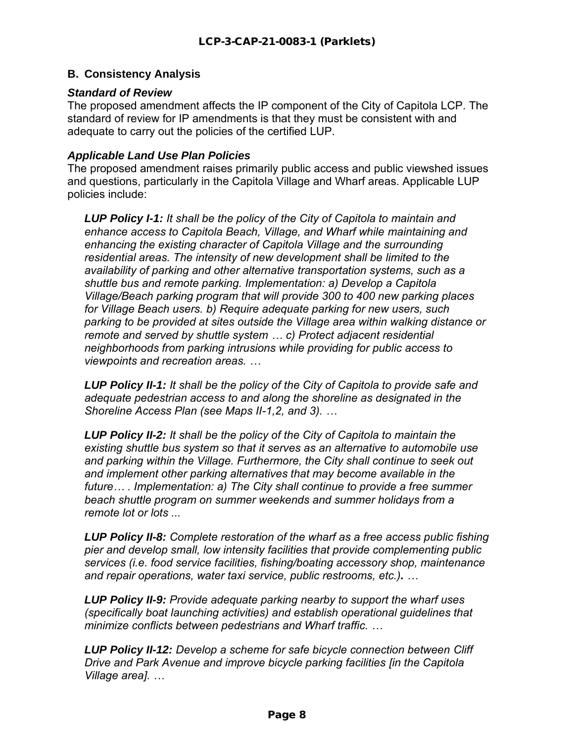## B. Consistency Analysis

### *Standard of Review*

The proposed amendment affects the IP component of the City of Capitola LCP. The standard of review for IP amendments is that they must be consistent with and adequate to carry out the policies of the certified LUP.

### *Applicable Land Use Plan Policies*

The proposed amendment raises primarily public access and public viewshed issues and questions, particularly in the Capitola Village and Wharf areas. Applicable LUP policies include:

> ***LUP Policy I-1:*** *It shall be the policy of the City of Capitola to maintain and enhance access to Capitola Beach, Village, and Wharf while maintaining and enhancing the existing character of Capitola Village and the surrounding residential areas. The intensity of new development shall be limited to the availability of parking and other alternative transportation systems, such as a shuttle bus and remote parking. Implementation: a) Develop a Capitola Village/Beach parking program that will provide 300 to 400 new parking places for Village Beach users. b) Require adequate parking for new users, such parking to be provided at sites outside the Village area within walking distance or remote and served by shuttle system … c) Protect adjacent residential neighborhoods from parking intrusions while providing for public access to viewpoints and recreation areas. …*

> ***LUP Policy II-1:*** *It shall be the policy of the City of Capitola to provide safe and adequate pedestrian access to and along the shoreline as designated in the Shoreline Access Plan (see Maps II-1,2, and 3). …*

> ***LUP Policy II-2:*** *It shall be the policy of the City of Capitola to maintain the existing shuttle bus system so that it serves as an alternative to automobile use and parking within the Village. Furthermore, the City shall continue to seek out and implement other parking alternatives that may become available in the future… . Implementation: a) The City shall continue to provide a free summer beach shuttle program on summer weekends and summer holidays from a remote lot or lots ...*

> ***LUP Policy II-8:*** *Complete restoration of the wharf as a free access public fishing pier and develop small, low intensity facilities that provide complementing public services (i.e. food service facilities, fishing/boating accessory shop, maintenance and repair operations, water taxi service, public restrooms, etc.)***.** *…*

> ***LUP Policy II-9:*** *Provide adequate parking nearby to support the wharf uses (specifically boat launching activities) and establish operational guidelines that minimize conflicts between pedestrians and Wharf traffic. …*

> ***LUP Policy II-12:*** *Develop a scheme for safe bicycle connection between Cliff Drive and Park Avenue and improve bicycle parking facilities [in the Capitola Village area]. …*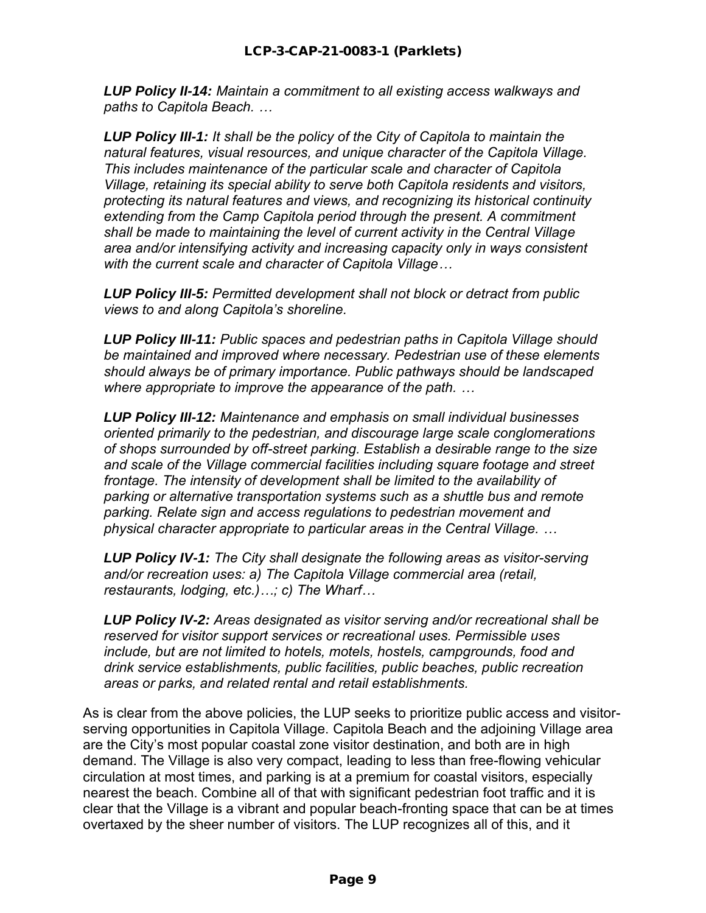***LUP Policy II-14:*** *Maintain a commitment to all existing access walkways and paths to Capitola Beach. …*

***LUP Policy III-1:*** *It shall be the policy of the City of Capitola to maintain the natural features, visual resources, and unique character of the Capitola Village. This includes maintenance of the particular scale and character of Capitola Village, retaining its special ability to serve both Capitola residents and visitors, protecting its natural features and views, and recognizing its historical continuity extending from the Camp Capitola period through the present. A commitment shall be made to maintaining the level of current activity in the Central Village area and/or intensifying activity and increasing capacity only in ways consistent with the current scale and character of Capitola Village…*

***LUP Policy III-5:*** *Permitted development shall not block or detract from public views to and along Capitola's shoreline.*

***LUP Policy III-11:*** *Public spaces and pedestrian paths in Capitola Village should be maintained and improved where necessary. Pedestrian use of these elements should always be of primary importance. Public pathways should be landscaped where appropriate to improve the appearance of the path. …*

***LUP Policy III-12:*** *Maintenance and emphasis on small individual businesses oriented primarily to the pedestrian, and discourage large scale conglomerations of shops surrounded by off-street parking. Establish a desirable range to the size and scale of the Village commercial facilities including square footage and street frontage. The intensity of development shall be limited to the availability of parking or alternative transportation systems such as a shuttle bus and remote parking. Relate sign and access regulations to pedestrian movement and physical character appropriate to particular areas in the Central Village. …*

***LUP Policy IV-1:*** *The City shall designate the following areas as visitor-serving and/or recreation uses: a) The Capitola Village commercial area (retail, restaurants, lodging, etc.)…; c) The Wharf…*

***LUP Policy IV-2:*** *Areas designated as visitor serving and/or recreational shall be reserved for visitor support services or recreational uses. Permissible uses include, but are not limited to hotels, motels, hostels, campgrounds, food and drink service establishments, public facilities, public beaches, public recreation areas or parks, and related rental and retail establishments.*

As is clear from the above policies, the LUP seeks to prioritize public access and visitor-serving opportunities in Capitola Village. Capitola Beach and the adjoining Village area are the City's most popular coastal zone visitor destination, and both are in high demand. The Village is also very compact, leading to less than free-flowing vehicular circulation at most times, and parking is at a premium for coastal visitors, especially nearest the beach. Combine all of that with significant pedestrian foot traffic and it is clear that the Village is a vibrant and popular beach-fronting space that can be at times overtaxed by the sheer number of visitors. The LUP recognizes all of this, and it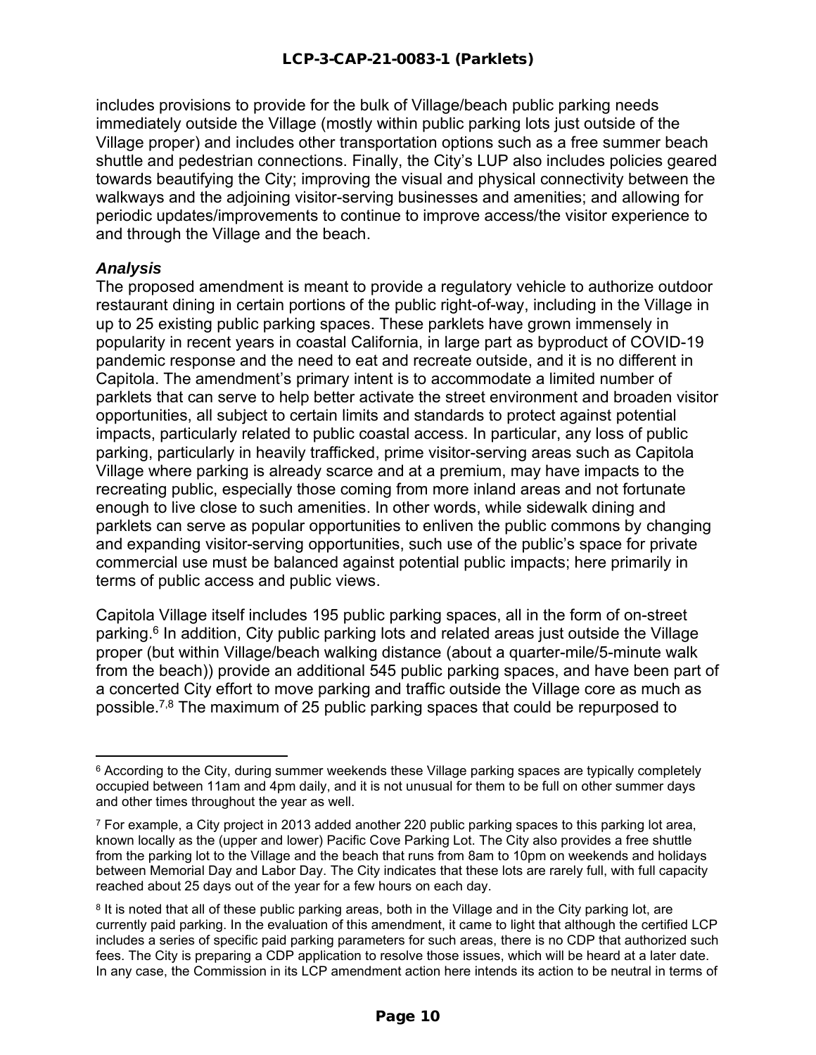includes provisions to provide for the bulk of Village/beach public parking needs immediately outside the Village (mostly within public parking lots just outside of the Village proper) and includes other transportation options such as a free summer beach shuttle and pedestrian connections. Finally, the City's LUP also includes policies geared towards beautifying the City; improving the visual and physical connectivity between the walkways and the adjoining visitor-serving businesses and amenities; and allowing for periodic updates/improvements to continue to improve access/the visitor experience to and through the Village and the beach.

### *Analysis*

The proposed amendment is meant to provide a regulatory vehicle to authorize outdoor restaurant dining in certain portions of the public right-of-way, including in the Village in up to 25 existing public parking spaces. These parklets have grown immensely in popularity in recent years in coastal California, in large part as byproduct of COVID-19 pandemic response and the need to eat and recreate outside, and it is no different in Capitola. The amendment's primary intent is to accommodate a limited number of parklets that can serve to help better activate the street environment and broaden visitor opportunities, all subject to certain limits and standards to protect against potential impacts, particularly related to public coastal access. In particular, any loss of public parking, particularly in heavily trafficked, prime visitor-serving areas such as Capitola Village where parking is already scarce and at a premium, may have impacts to the recreating public, especially those coming from more inland areas and not fortunate enough to live close to such amenities. In other words, while sidewalk dining and parklets can serve as popular opportunities to enliven the public commons by changing and expanding visitor-serving opportunities, such use of the public's space for private commercial use must be balanced against potential public impacts; here primarily in terms of public access and public views.

Capitola Village itself includes 195 public parking spaces, all in the form of on-street parking.[6] In addition, City public parking lots and related areas just outside the Village proper (but within Village/beach walking distance (about a quarter-mile/5-minute walk from the beach)) provide an additional 545 public parking spaces, and have been part of a concerted City effort to move parking and traffic outside the Village core as much as possible.[7,8] The maximum of 25 public parking spaces that could be repurposed to

---

[6] According to the City, during summer weekends these Village parking spaces are typically completely occupied between 11am and 4pm daily, and it is not unusual for them to be full on other summer days and other times throughout the year as well.

[7] For example, a City project in 2013 added another 220 public parking spaces to this parking lot area, known locally as the (upper and lower) Pacific Cove Parking Lot. The City also provides a free shuttle from the parking lot to the Village and the beach that runs from 8am to 10pm on weekends and holidays between Memorial Day and Labor Day. The City indicates that these lots are rarely full, with full capacity reached about 25 days out of the year for a few hours on each day.

[8] It is noted that all of these public parking areas, both in the Village and in the City parking lot, are currently paid parking. In the evaluation of this amendment, it came to light that although the certified LCP includes a series of specific paid parking parameters for such areas, there is no CDP that authorized such fees. The City is preparing a CDP application to resolve those issues, which will be heard at a later date. In any case, the Commission in its LCP amendment action here intends its action to be neutral in terms of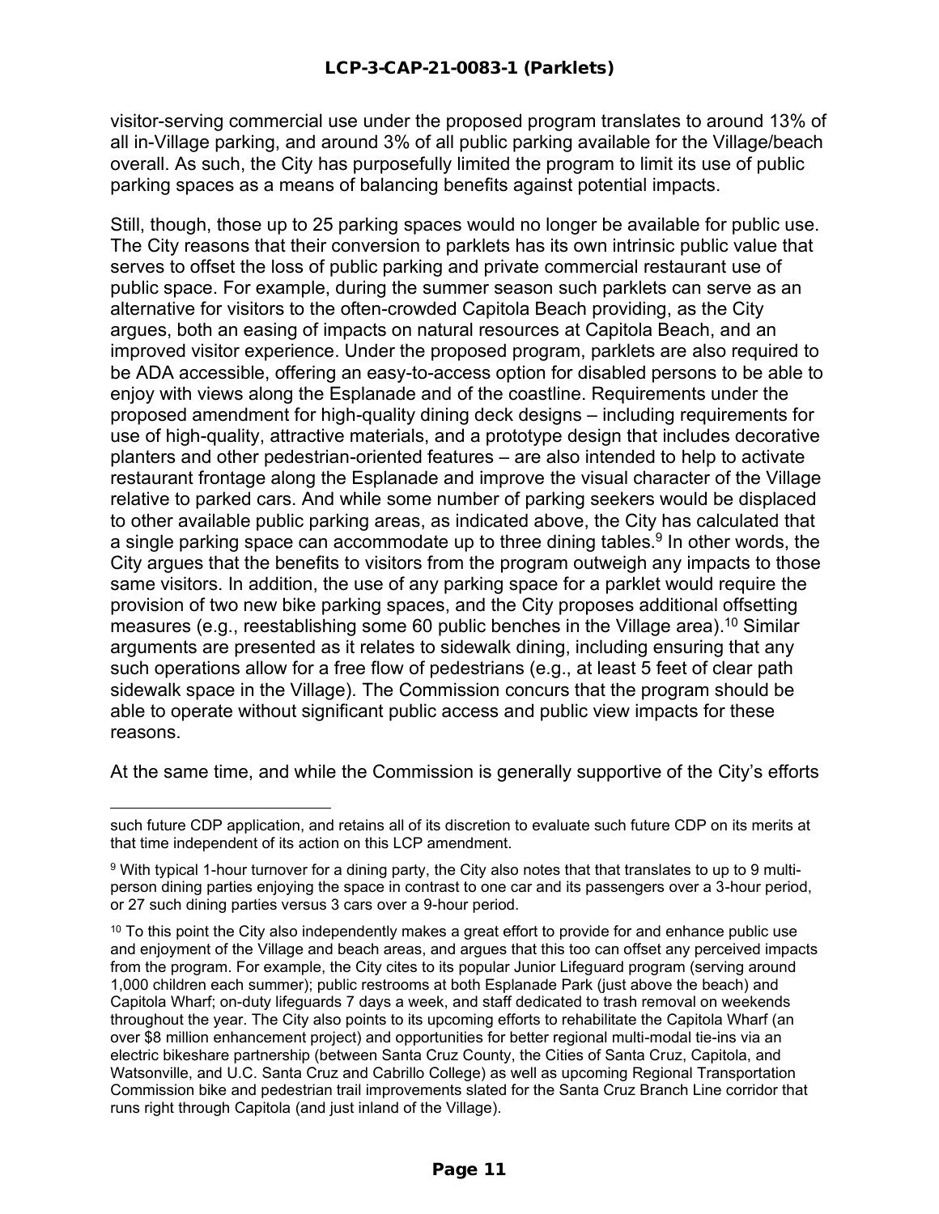visitor-serving commercial use under the proposed program translates to around 13% of all in-Village parking, and around 3% of all public parking available for the Village/beach overall. As such, the City has purposefully limited the program to limit its use of public parking spaces as a means of balancing benefits against potential impacts.

Still, though, those up to 25 parking spaces would no longer be available for public use. The City reasons that their conversion to parklets has its own intrinsic public value that serves to offset the loss of public parking and private commercial restaurant use of public space. For example, during the summer season such parklets can serve as an alternative for visitors to the often-crowded Capitola Beach providing, as the City argues, both an easing of impacts on natural resources at Capitola Beach, and an improved visitor experience. Under the proposed program, parklets are also required to be ADA accessible, offering an easy-to-access option for disabled persons to be able to enjoy with views along the Esplanade and of the coastline. Requirements under the proposed amendment for high-quality dining deck designs – including requirements for use of high-quality, attractive materials, and a prototype design that includes decorative planters and other pedestrian-oriented features – are also intended to help to activate restaurant frontage along the Esplanade and improve the visual character of the Village relative to parked cars. And while some number of parking seekers would be displaced to other available public parking areas, as indicated above, the City has calculated that a single parking space can accommodate up to three dining tables.[9] In other words, the City argues that the benefits to visitors from the program outweigh any impacts to those same visitors. In addition, the use of any parking space for a parklet would require the provision of two new bike parking spaces, and the City proposes additional offsetting measures (e.g., reestablishing some 60 public benches in the Village area).[10] Similar arguments are presented as it relates to sidewalk dining, including ensuring that any such operations allow for a free flow of pedestrians (e.g., at least 5 feet of clear path sidewalk space in the Village). The Commission concurs that the program should be able to operate without significant public access and public view impacts for these reasons.

At the same time, and while the Commission is generally supportive of the City's efforts

---

such future CDP application, and retains all of its discretion to evaluate such future CDP on its merits at that time independent of its action on this LCP amendment.

[9] With typical 1-hour turnover for a dining party, the City also notes that that translates to up to 9 multi-person dining parties enjoying the space in contrast to one car and its passengers over a 3-hour period, or 27 such dining parties versus 3 cars over a 9-hour period.

[10] To this point the City also independently makes a great effort to provide for and enhance public use and enjoyment of the Village and beach areas, and argues that this too can offset any perceived impacts from the program. For example, the City cites to its popular Junior Lifeguard program (serving around 1,000 children each summer); public restrooms at both Esplanade Park (just above the beach) and Capitola Wharf; on-duty lifeguards 7 days a week, and staff dedicated to trash removal on weekends throughout the year. The City also points to its upcoming efforts to rehabilitate the Capitola Wharf (an over $8 million enhancement project) and opportunities for better regional multi-modal tie-ins via an electric bikeshare partnership (between Santa Cruz County, the Cities of Santa Cruz, Capitola, and Watsonville, and U.C. Santa Cruz and Cabrillo College) as well as upcoming Regional Transportation Commission bike and pedestrian trail improvements slated for the Santa Cruz Branch Line corridor that runs right through Capitola (and just inland of the Village).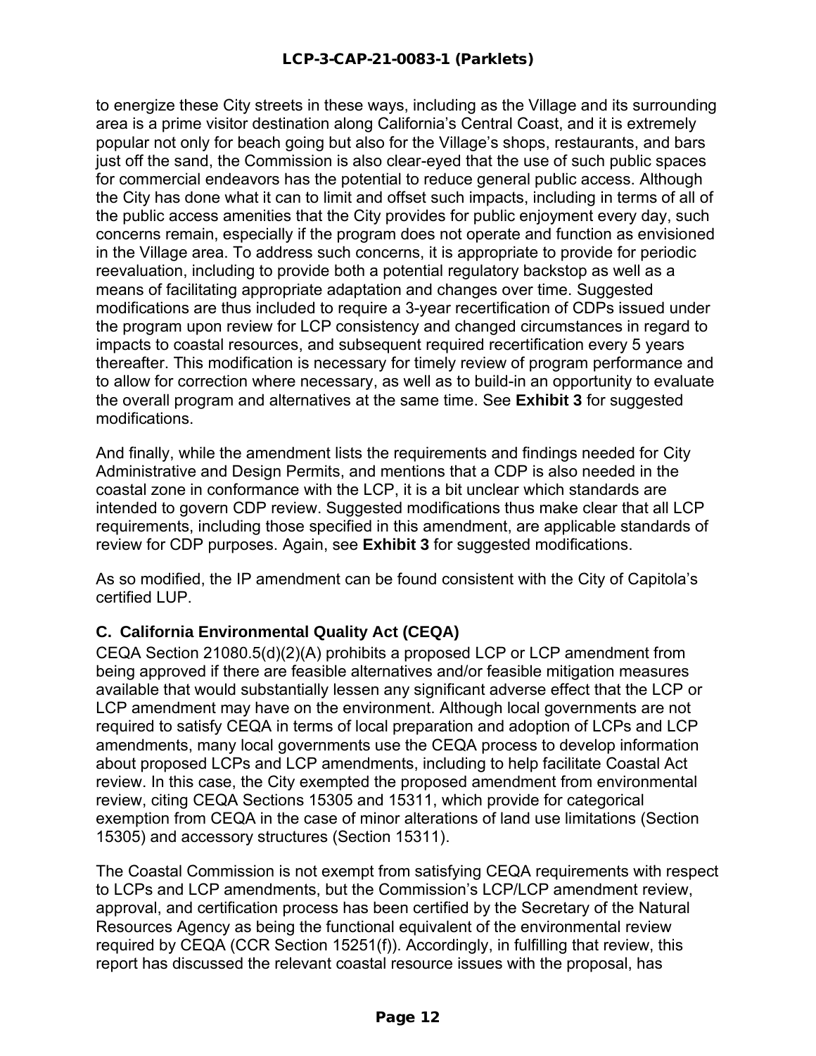to energize these City streets in these ways, including as the Village and its surrounding area is a prime visitor destination along California's Central Coast, and it is extremely popular not only for beach going but also for the Village's shops, restaurants, and bars just off the sand, the Commission is also clear-eyed that the use of such public spaces for commercial endeavors has the potential to reduce general public access. Although the City has done what it can to limit and offset such impacts, including in terms of all of the public access amenities that the City provides for public enjoyment every day, such concerns remain, especially if the program does not operate and function as envisioned in the Village area. To address such concerns, it is appropriate to provide for periodic reevaluation, including to provide both a potential regulatory backstop as well as a means of facilitating appropriate adaptation and changes over time. Suggested modifications are thus included to require a 3-year recertification of CDPs issued under the program upon review for LCP consistency and changed circumstances in regard to impacts to coastal resources, and subsequent required recertification every 5 years thereafter. This modification is necessary for timely review of program performance and to allow for correction where necessary, as well as to build-in an opportunity to evaluate the overall program and alternatives at the same time. See **Exhibit 3** for suggested modifications.

And finally, while the amendment lists the requirements and findings needed for City Administrative and Design Permits, and mentions that a CDP is also needed in the coastal zone in conformance with the LCP, it is a bit unclear which standards are intended to govern CDP review. Suggested modifications thus make clear that all LCP requirements, including those specified in this amendment, are applicable standards of review for CDP purposes. Again, see **Exhibit 3** for suggested modifications.

As so modified, the IP amendment can be found consistent with the City of Capitola's certified LUP.

### C. California Environmental Quality Act (CEQA)

CEQA Section 21080.5(d)(2)(A) prohibits a proposed LCP or LCP amendment from being approved if there are feasible alternatives and/or feasible mitigation measures available that would substantially lessen any significant adverse effect that the LCP or LCP amendment may have on the environment. Although local governments are not required to satisfy CEQA in terms of local preparation and adoption of LCPs and LCP amendments, many local governments use the CEQA process to develop information about proposed LCPs and LCP amendments, including to help facilitate Coastal Act review. In this case, the City exempted the proposed amendment from environmental review, citing CEQA Sections 15305 and 15311, which provide for categorical exemption from CEQA in the case of minor alterations of land use limitations (Section 15305) and accessory structures (Section 15311).

The Coastal Commission is not exempt from satisfying CEQA requirements with respect to LCPs and LCP amendments, but the Commission's LCP/LCP amendment review, approval, and certification process has been certified by the Secretary of the Natural Resources Agency as being the functional equivalent of the environmental review required by CEQA (CCR Section 15251(f)). Accordingly, in fulfilling that review, this report has discussed the relevant coastal resource issues with the proposal, has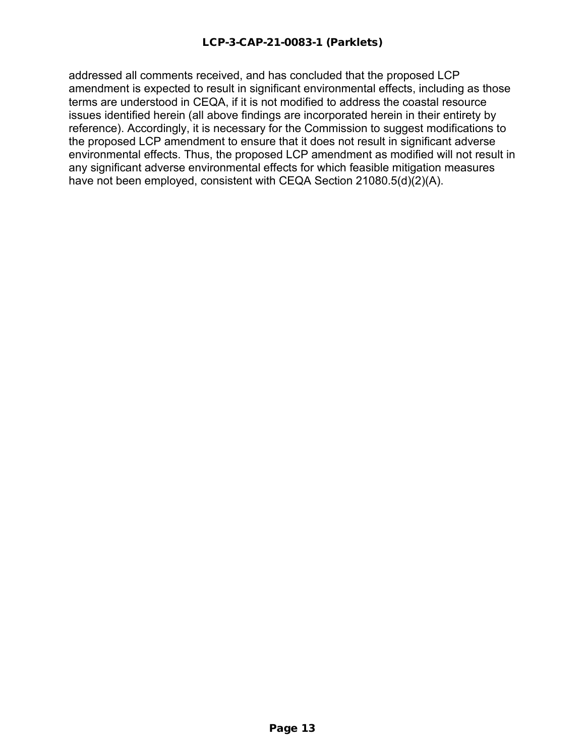addressed all comments received, and has concluded that the proposed LCP amendment is expected to result in significant environmental effects, including as those terms are understood in CEQA, if it is not modified to address the coastal resource issues identified herein (all above findings are incorporated herein in their entirety by reference). Accordingly, it is necessary for the Commission to suggest modifications to the proposed LCP amendment to ensure that it does not result in significant adverse environmental effects. Thus, the proposed LCP amendment as modified will not result in any significant adverse environmental effects for which feasible mitigation measures have not been employed, consistent with CEQA Section 21080.5(d)(2)(A).